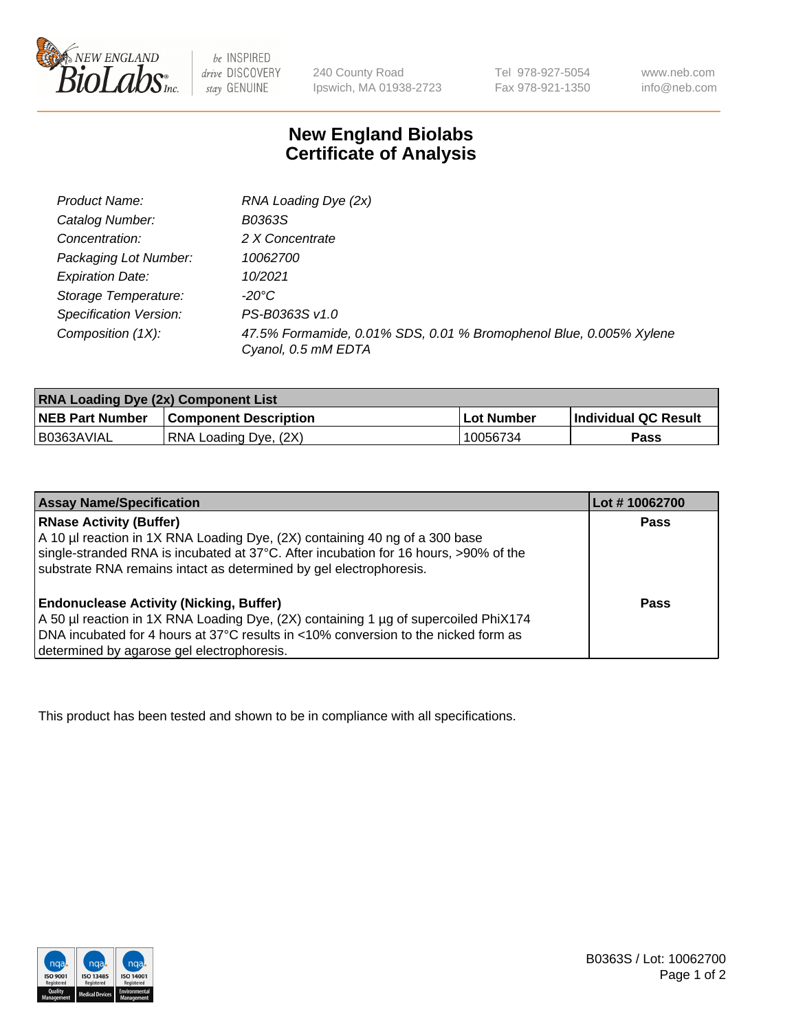# New England Biolabs Certificate of Analysis

| | |
|---|---|
| Product Name: | RNA Loading Dye (2x) |
| Catalog Number: | B0363S |
| Concentration: | 2 X Concentrate |
| Packaging Lot Number: | 10062700 |
| Expiration Date: | 10/2021 |
| Storage Temperature: | -20°C |
| Specification Version: | PS-B0363S v1.0 |
| Composition (1X): | 47.5% Formamide, 0.01% SDS, 0.01 % Bromophenol Blue, 0.005% Xylene Cyanol, 0.5 mM EDTA |

| RNA Loading Dye (2x) Component List | | | |
|---|---|---|---|
| **NEB Part Number** | **Component Description** | **Lot Number** | **Individual QC Result** |
| B0363AVIAL | RNA Loading Dye, (2X) | 10056734 | **Pass** |

| Assay Name/Specification | Lot # 10062700 |
|---|---|
| **RNase Activity (Buffer)**<br>A 10 µl reaction in 1X RNA Loading Dye, (2X) containing 40 ng of a 300 base single-stranded RNA is incubated at 37°C. After incubation for 16 hours, >90% of the substrate RNA remains intact as determined by gel electrophoresis. | **Pass** |
| **Endonuclease Activity (Nicking, Buffer)**<br>A 50 µl reaction in 1X RNA Loading Dye, (2X) containing 1 µg of supercoiled PhiX174 DNA incubated for 4 hours at 37°C results in <10% conversion to the nicked form as determined by agarose gel electrophoresis. | **Pass** |

This product has been tested and shown to be in compliance with all specifications.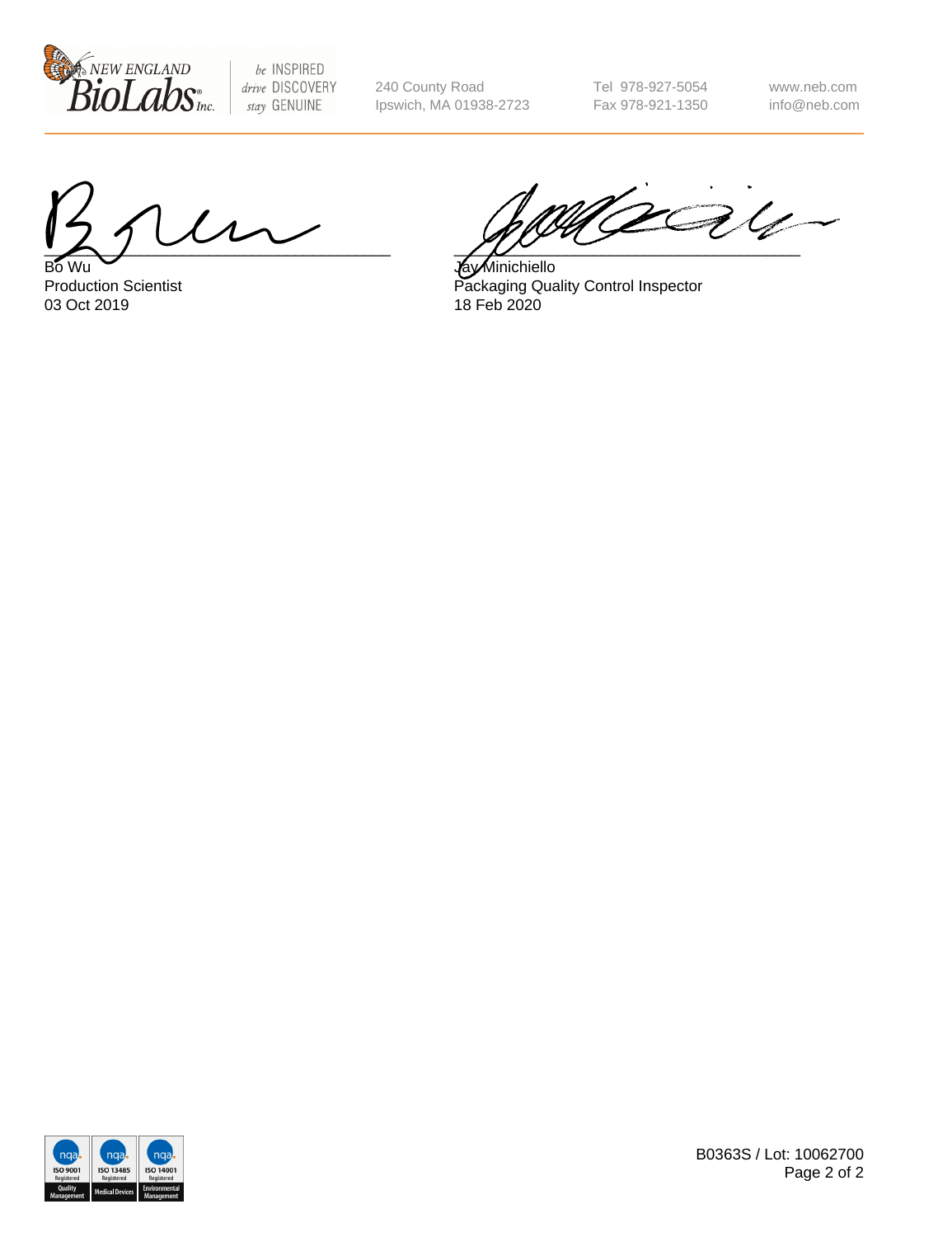be INSPIRED
drive DISCOVERY
stay GENUINE

240 County Road
Ipswich, MA 01938-2723

Tel 978-927-5054
Fax 978-921-1350

www.neb.com
info@neb.com

Bo Wu
Production Scientist
03 Oct 2019

Jay Minichiello
Packaging Quality Control Inspector
18 Feb 2020

B0363S / Lot: 10062700